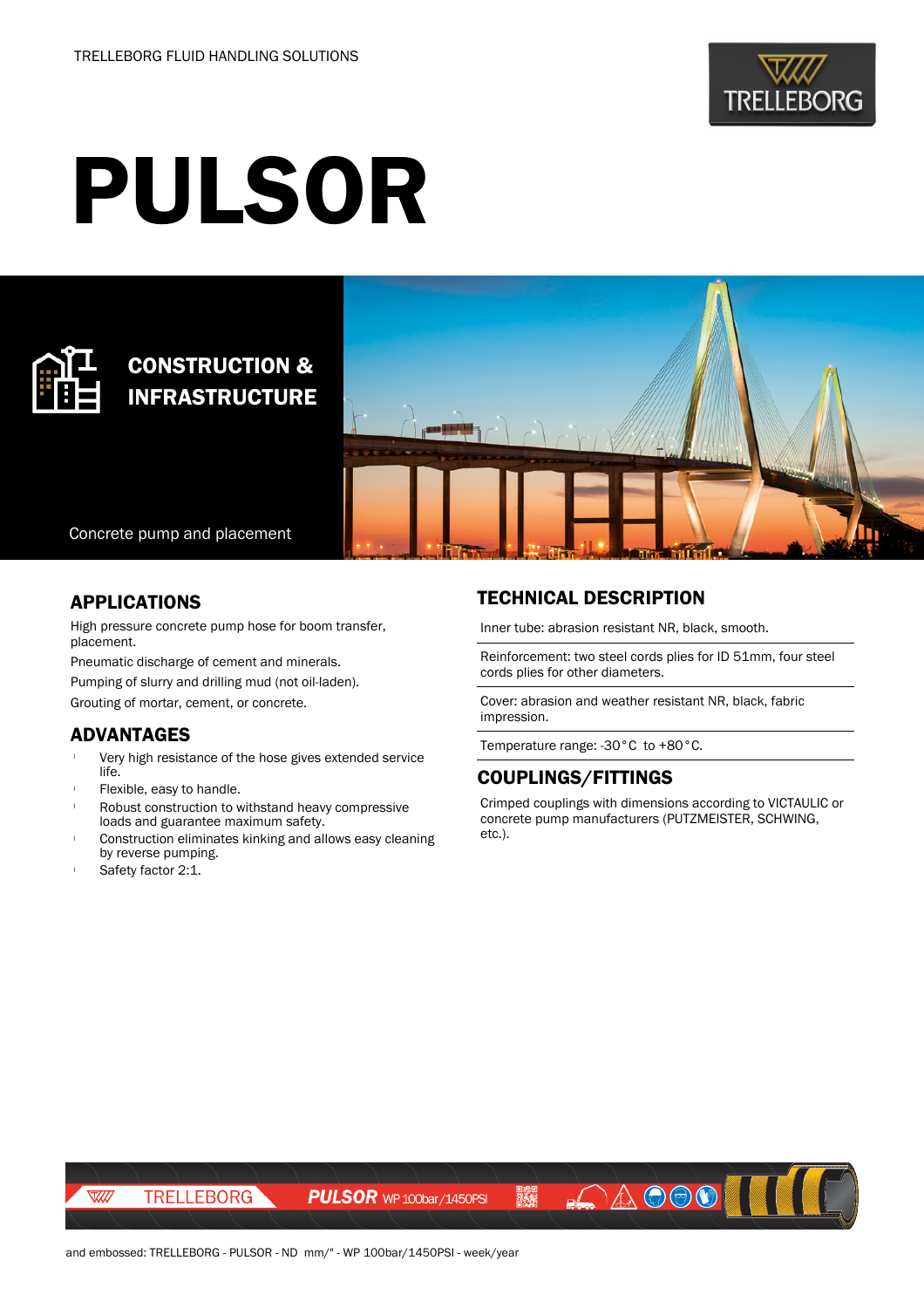TRELLEBORG FLUID HANDLING SOLUTIONS

# PULSOR

## CONSTRUCTION & INFRASTRUCTURE

Concrete pump and placement

## APPLICATIONS

High pressure concrete pump hose for boom transfer, placement.

Pneumatic discharge of cement and minerals.

Pumping of slurry and drilling mud (not oil-laden).

Grouting of mortar, cement, or concrete.

## ADVANTAGES

- Very high resistance of the hose gives extended service life.
- Flexible, easy to handle.
- Robust construction to withstand heavy compressive loads and guarantee maximum safety.
- Construction eliminates kinking and allows easy cleaning by reverse pumping.
- Safety factor 2:1.

## TECHNICAL DESCRIPTION

Inner tube: abrasion resistant NR, black, smooth.

Reinforcement: two steel cords plies for ID 51mm, four steel cords plies for other diameters.

Cover: abrasion and weather resistant NR, black, fabric impression.

Temperature range: -30°C to +80°C.

## COUPLINGS/FITTINGS

Crimped couplings with dimensions according to VICTAULIC or concrete pump manufacturers (PUTZMEISTER, SCHWING, etc.).

TRELLEBORG PULSOR WP 100bar/1450PSI

and embossed: TRELLEBORG - PULSOR - ND mm/" - WP 100bar/1450PSI - week/year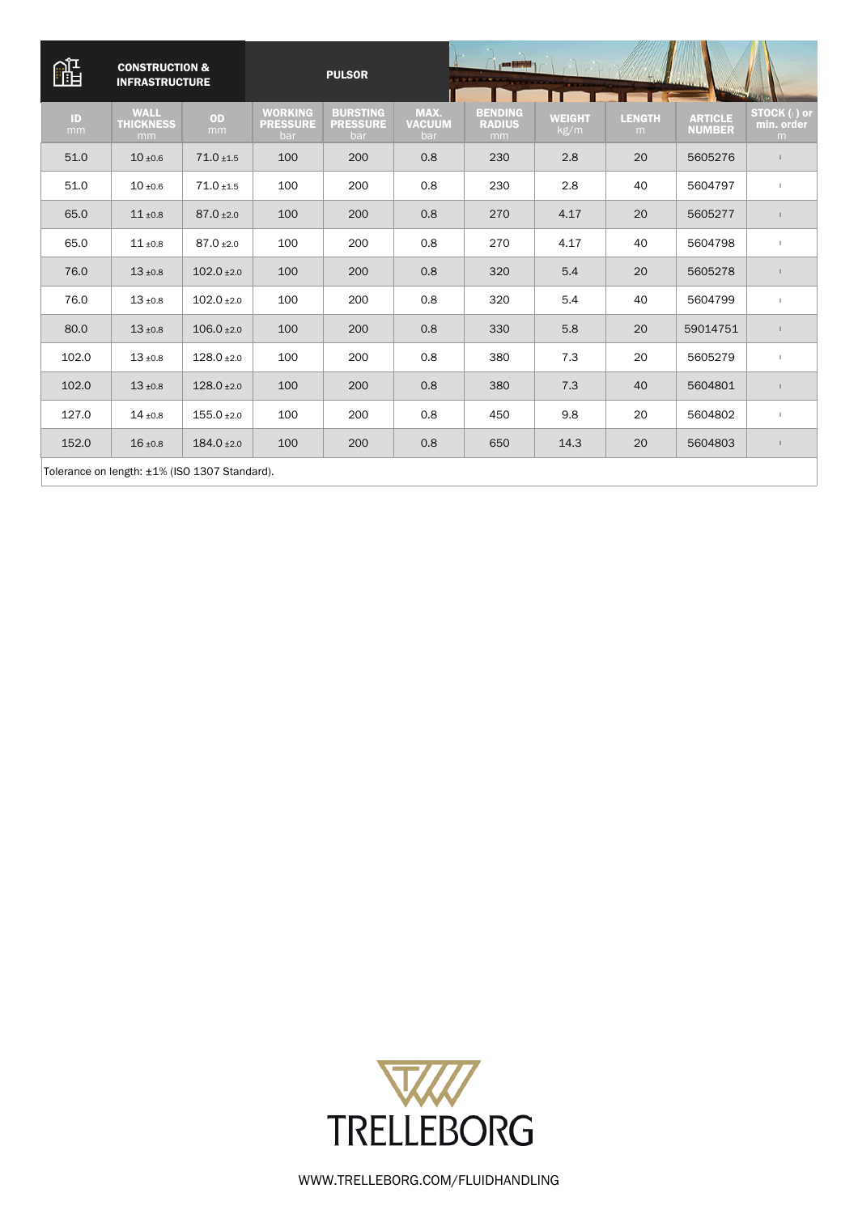**CONSTRUCTION & INFRASTRUCTURE** | **PULSOR**

| ID mm | WALL THICKNESS mm | OD mm | WORKING PRESSURE bar | BURSTING PRESSURE bar | MAX. VACUUM bar | BENDING RADIUS mm | WEIGHT kg/m | LENGTH m | ARTICLE NUMBER | STOCK ( ) or min. order m |
|---|---|---|---|---|---|---|---|---|---|---|
| 51.0 | 10 ±0.6 | 71.0 ±1.5 | 100 | 200 | 0.8 | 230 | 2.8 | 20 | 5605276 | ı |
| 51.0 | 10 ±0.6 | 71.0 ±1.5 | 100 | 200 | 0.8 | 230 | 2.8 | 40 | 5604797 | ı |
| 65.0 | 11 ±0.8 | 87.0 ±2.0 | 100 | 200 | 0.8 | 270 | 4.17 | 20 | 5605277 | ı |
| 65.0 | 11 ±0.8 | 87.0 ±2.0 | 100 | 200 | 0.8 | 270 | 4.17 | 40 | 5604798 | ı |
| 76.0 | 13 ±0.8 | 102.0 ±2.0 | 100 | 200 | 0.8 | 320 | 5.4 | 20 | 5605278 | ı |
| 76.0 | 13 ±0.8 | 102.0 ±2.0 | 100 | 200 | 0.8 | 320 | 5.4 | 40 | 5604799 | ı |
| 80.0 | 13 ±0.8 | 106.0 ±2.0 | 100 | 200 | 0.8 | 330 | 5.8 | 20 | 59014751 | ı |
| 102.0 | 13 ±0.8 | 128.0 ±2.0 | 100 | 200 | 0.8 | 380 | 7.3 | 20 | 5605279 | ı |
| 102.0 | 13 ±0.8 | 128.0 ±2.0 | 100 | 200 | 0.8 | 380 | 7.3 | 40 | 5604801 | ı |
| 127.0 | 14 ±0.8 | 155.0 ±2.0 | 100 | 200 | 0.8 | 450 | 9.8 | 20 | 5604802 | ı |
| 152.0 | 16 ±0.8 | 184.0 ±2.0 | 100 | 200 | 0.8 | 650 | 14.3 | 20 | 5604803 | ı |

Tolerance on length: ±1% (ISO 1307 Standard).

TRELLEBORG

WWW.TRELLEBORG.COM/FLUIDHANDLING